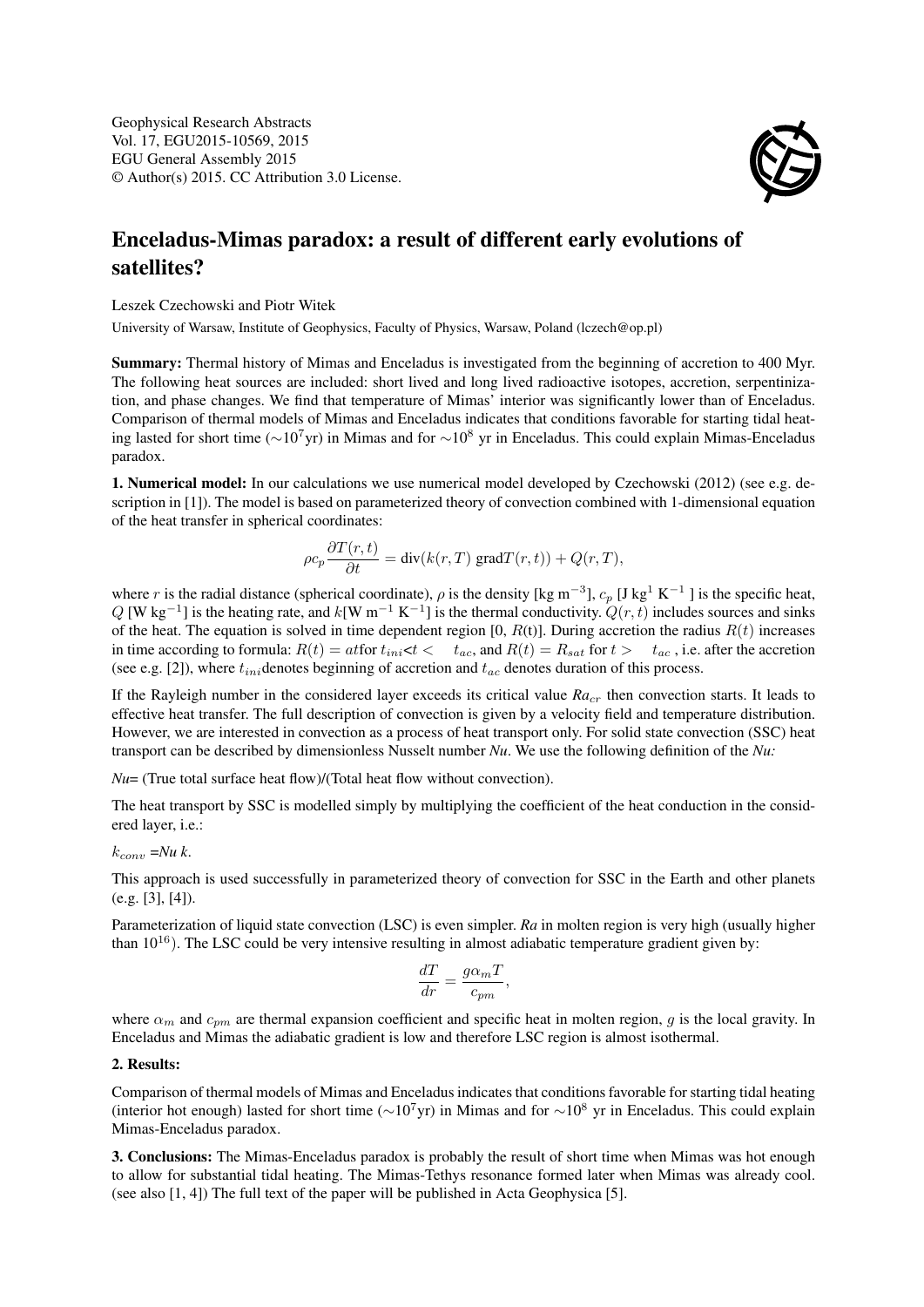Geophysical Research Abstracts
Vol. 17, EGU2015-10569, 2015
EGU General Assembly 2015
© Author(s) 2015. CC Attribution 3.0 License.

# Enceladus-Mimas paradox: a result of different early evolutions of satellites?

Leszek Czechowski and Piotr Witek

University of Warsaw, Institute of Geophysics, Faculty of Physics, Warsaw, Poland (lczech@op.pl)

**Summary:** Thermal history of Mimas and Enceladus is investigated from the beginning of accretion to 400 Myr. The following heat sources are included: short lived and long lived radioactive isotopes, accretion, serpentinization, and phase changes. We find that temperature of Mimas' interior was significantly lower than of Enceladus. Comparison of thermal models of Mimas and Enceladus indicates that conditions favorable for starting tidal heating lasted for short time ($\sim 10^7$yr) in Mimas and for $\sim 10^8$ yr in Enceladus. This could explain Mimas-Enceladus paradox.

**1. Numerical model:** In our calculations we use numerical model developed by Czechowski (2012) (see e.g. description in [1]). The model is based on parameterized theory of convection combined with 1-dimensional equation of the heat transfer in spherical coordinates:

$$\rho c_p \frac{\partial T(r,t)}{\partial t} = \mathrm{div}(k(r,T)\ \mathrm{grad}T(r,t)) + Q(r,T),$$

where $r$ is the radial distance (spherical coordinate), $\rho$ is the density [kg m$^{-3}$], $c_p$ [J kg$^1$ K$^{-1}$ ] is the specific heat, $Q$ [W kg$^{-1}$] is the heating rate, and $k$[W m$^{-1}$ K$^{-1}$] is the thermal conductivity. $Q(r,t)$ includes sources and sinks of the heat. The equation is solved in time dependent region [0, $R$(t)]. During accretion the radius $R(t)$ increases in time according to formula: $R(t) = at$for $t_{ini}$<$t <\ \ \ t_{ac}$, and $R(t) = R_{sat}$ for $t >\ \ \ t_{ac}$ , i.e. after the accretion (see e.g. [2]), where $t_{ini}$denotes beginning of accretion and $t_{ac}$ denotes duration of this process.

If the Rayleigh number in the considered layer exceeds its critical value *Ra*$_{cr}$ then convection starts. It leads to effective heat transfer. The full description of convection is given by a velocity field and temperature distribution. However, we are interested in convection as a process of heat transport only. For solid state convection (SSC) heat transport can be described by dimensionless Nusselt number *Nu*. We use the following definition of the *Nu:*

*Nu*= (True total surface heat flow)/(Total heat flow without convection).

The heat transport by SSC is modelled simply by multiplying the coefficient of the heat conduction in the considered layer, i.e.:

$k_{conv}$ =*Nu k*.

This approach is used successfully in parameterized theory of convection for SSC in the Earth and other planets (e.g. [3], [4]).

Parameterization of liquid state convection (LSC) is even simpler. *Ra* in molten region is very high (usually higher than $10^{16}$). The LSC could be very intensive resulting in almost adiabatic temperature gradient given by:

$$\frac{dT}{dr} = \frac{g\alpha_m T}{c_{pm}},$$

where $\alpha_m$ and $c_{pm}$ are thermal expansion coefficient and specific heat in molten region, $g$ is the local gravity. In Enceladus and Mimas the adiabatic gradient is low and therefore LSC region is almost isothermal.

**2. Results:**

Comparison of thermal models of Mimas and Enceladus indicates that conditions favorable for starting tidal heating (interior hot enough) lasted for short time ($\sim 10^7$yr) in Mimas and for $\sim 10^8$ yr in Enceladus. This could explain Mimas-Enceladus paradox.

**3. Conclusions:** The Mimas-Enceladus paradox is probably the result of short time when Mimas was hot enough to allow for substantial tidal heating. The Mimas-Tethys resonance formed later when Mimas was already cool. (see also [1, 4]) The full text of the paper will be published in Acta Geophysica [5].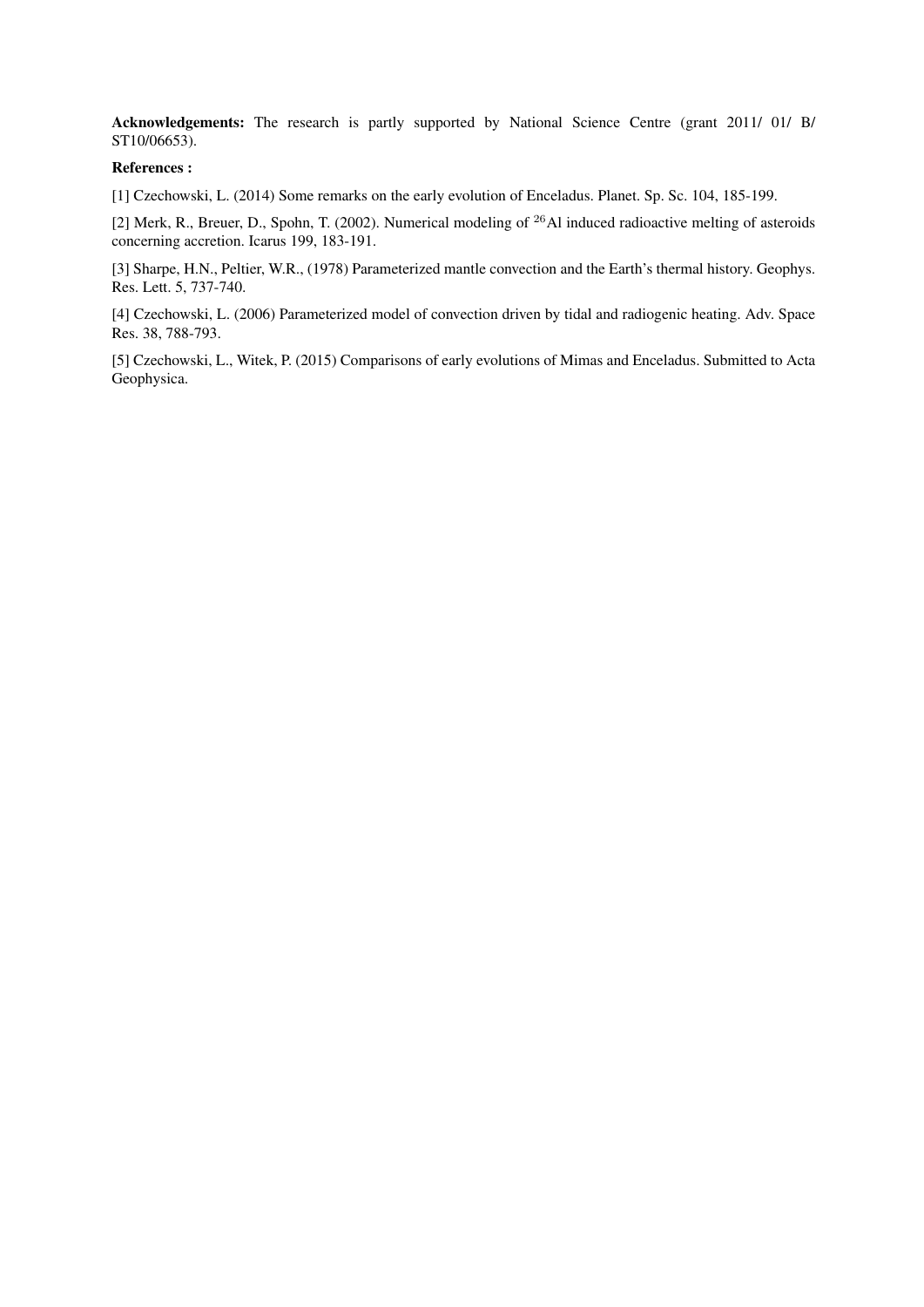**Acknowledgements:** The research is partly supported by National Science Centre (grant 2011/ 01/ B/ ST10/06653).

**References :**

[1] Czechowski, L. (2014) Some remarks on the early evolution of Enceladus. Planet. Sp. Sc. 104, 185-199.

[2] Merk, R., Breuer, D., Spohn, T. (2002). Numerical modeling of $^{26}$Al induced radioactive melting of asteroids concerning accretion. Icarus 199, 183-191.

[3] Sharpe, H.N., Peltier, W.R., (1978) Parameterized mantle convection and the Earth's thermal history. Geophys. Res. Lett. 5, 737-740.

[4] Czechowski, L. (2006) Parameterized model of convection driven by tidal and radiogenic heating. Adv. Space Res. 38, 788-793.

[5] Czechowski, L., Witek, P. (2015) Comparisons of early evolutions of Mimas and Enceladus. Submitted to Acta Geophysica.